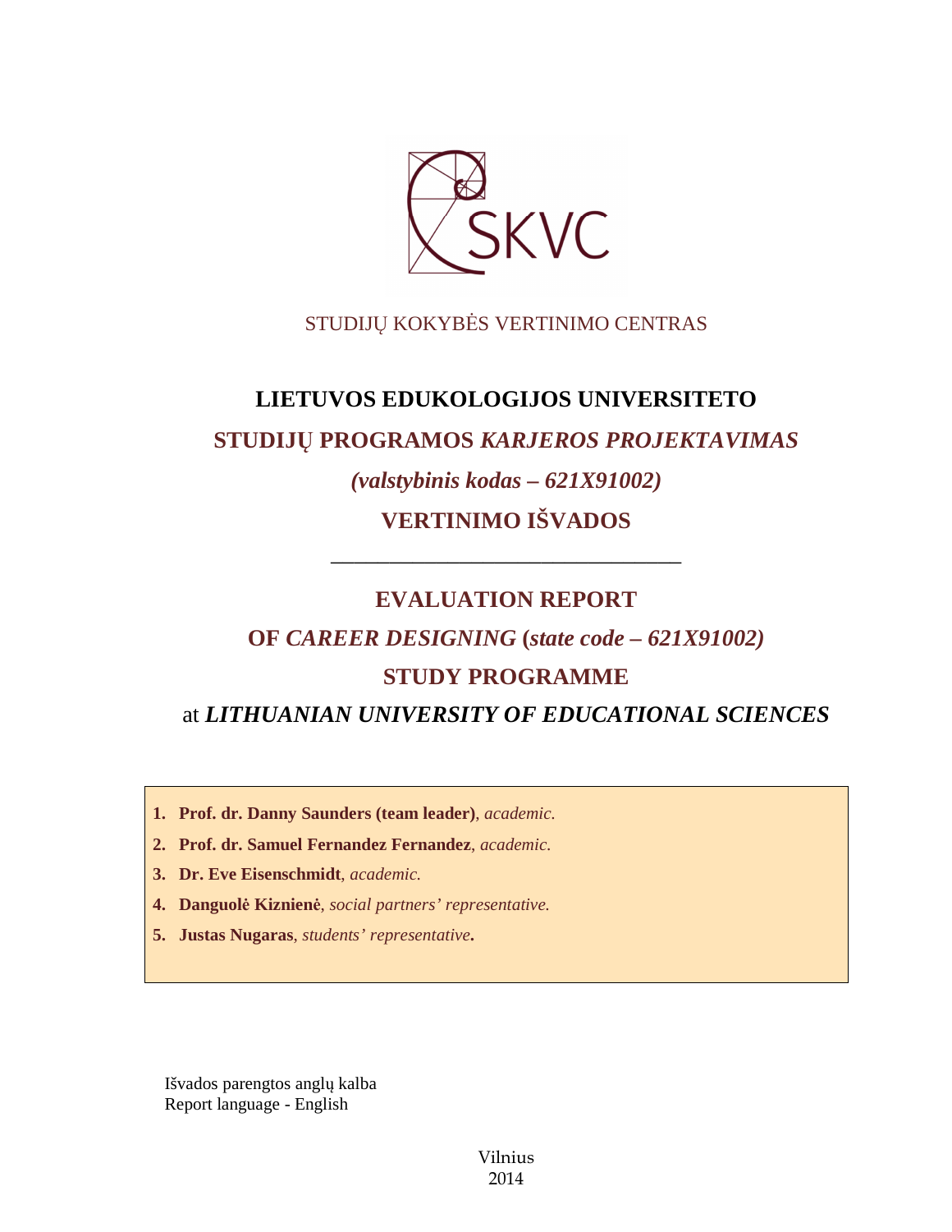SKVC

STUDIJŲ KOKYBĖS VERTINIMO CENTRAS

# LIETUVOS EDUKOLOGIJOS UNIVERSITETO

## STUDIJŲ PROGRAMOS *KARJEROS PROJEKTAVIMAS*

## *(valstybinis kodas – 621X91002)*

## VERTINIMO IŠVADOS

---

# EVALUATION REPORT

## OF *CAREER DESIGNING* (*state code – 621X91002)*

## STUDY PROGRAMME

## at *LITHUANIAN UNIVERSITY OF EDUCATIONAL SCIENCES*

1. **Prof. dr. Danny Saunders (team leader)**, *academic.*
2. **Prof. dr. Samuel Fernandez Fernandez**, *academic.*
3. **Dr. Eve Eisenschmidt**, *academic.*
4. **Danguolė Kiznienė**, *social partners' representative.*
5. **Justas Nugaras**, *students' representative***.**

Išvados parengtos anglų kalba
Report language - English

Vilnius
2014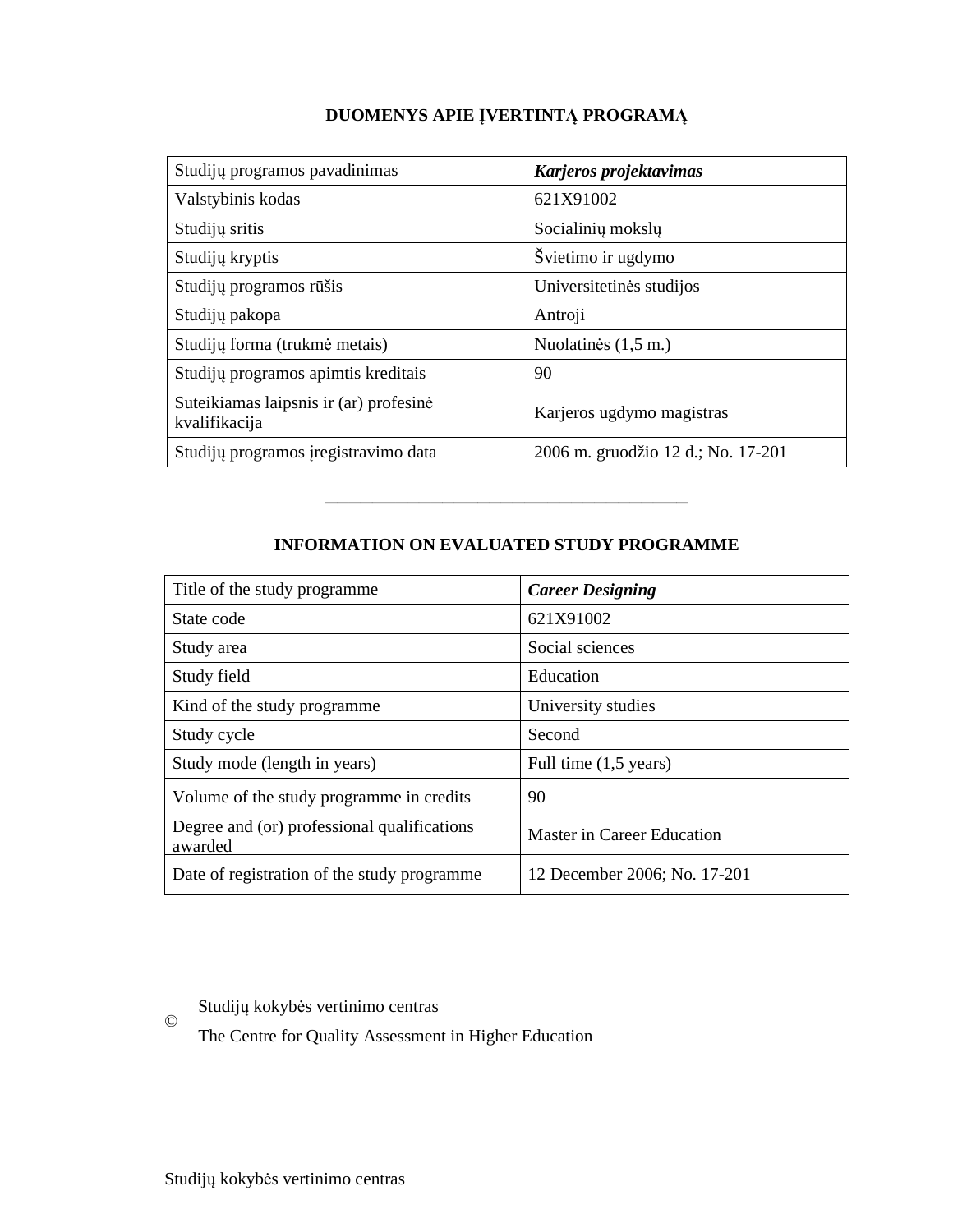## DUOMENYS APIE ĮVERTINTĄ PROGRAMĄ

| | |
|---|---|
| Studijų programos pavadinimas | ***Karjeros projektavimas*** |
| Valstybinis kodas | 621X91002 |
| Studijų sritis | Socialinių mokslų |
| Studijų kryptis | Švietimo ir ugdymo |
| Studijų programos rūšis | Universitetinės studijos |
| Studijų pakopa | Antroji |
| Studijų forma (trukmė metais) | Nuolatinės (1,5 m.) |
| Studijų programos apimtis kreditais | 90 |
| Suteikiamas laipsnis ir (ar) profesinė kvalifikacija | Karjeros ugdymo magistras |
| Studijų programos įregistravimo data | 2006 m. gruodžio 12 d.; No. 17-201 |

---

## INFORMATION ON EVALUATED STUDY PROGRAMME

| | |
|---|---|
| Title of the study programme | ***Career Designing*** |
| State code | 621X91002 |
| Study area | Social sciences |
| Study field | Education |
| Kind of the study programme | University studies |
| Study cycle | Second |
| Study mode (length in years) | Full time (1,5 years) |
| Volume of the study programme in credits | 90 |
| Degree and (or) professional qualifications awarded | Master in Career Education |
| Date of registration of the study programme | 12 December 2006; No. 17-201 |

© Studijų kokybės vertinimo centras

The Centre for Quality Assessment in Higher Education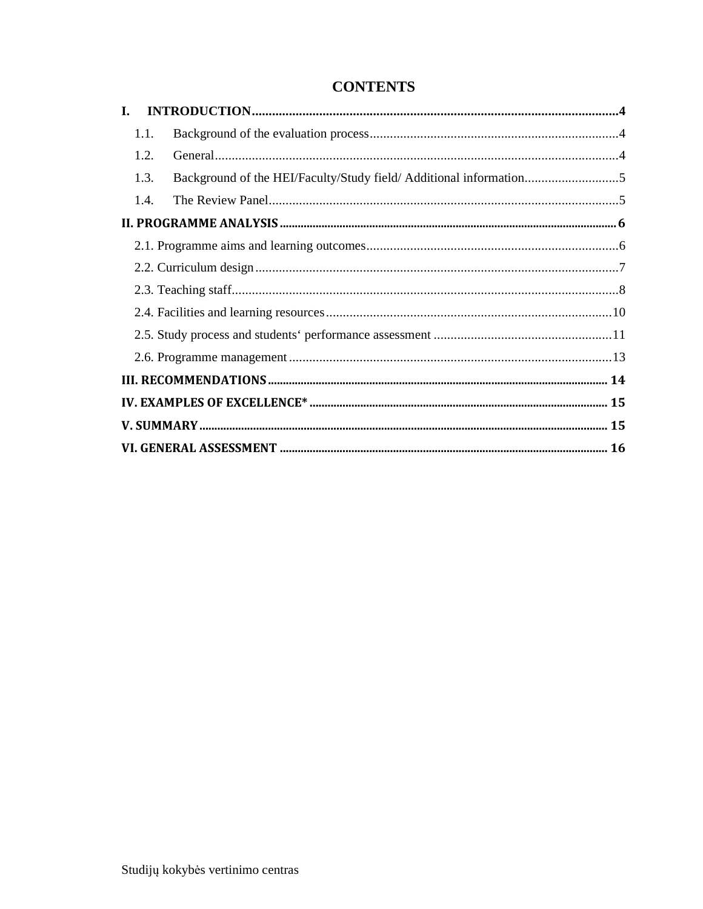# CONTENTS

**I. INTRODUCTION** ..... **4**

1.1. Background of the evaluation process ..... 4

1.2. General ..... 4

1.3. Background of the HEI/Faculty/Study field/ Additional information ..... 5

1.4. The Review Panel ..... 5

**II. PROGRAMME ANALYSIS** ..... **6**

2.1. Programme aims and learning outcomes ..... 6

2.2. Curriculum design ..... 7

2.3. Teaching staff ..... 8

2.4. Facilities and learning resources ..... 10

2.5. Study process and students' performance assessment ..... 11

2.6. Programme management ..... 13

**III. RECOMMENDATIONS** ..... **14**

**IV. EXAMPLES OF EXCELLENCE*** ..... **15**

**V. SUMMARY** ..... **15**

**VI. GENERAL ASSESSMENT** ..... **16**

Studijų kokybės vertinimo centras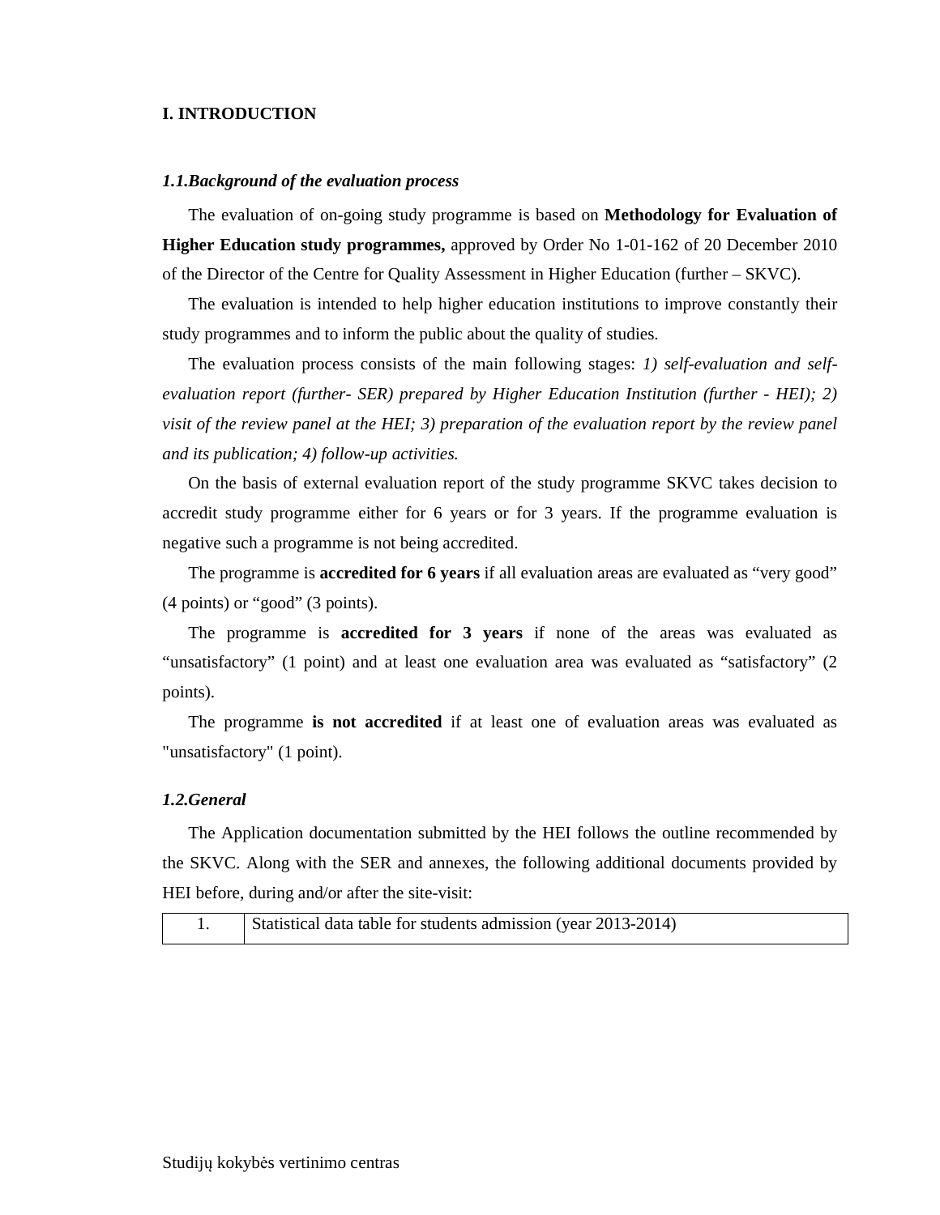# I. INTRODUCTION

## *1.1.Background of the evaluation process*

The evaluation of on-going study programme is based on **Methodology for Evaluation of Higher Education study programmes,** approved by Order No 1-01-162 of 20 December 2010 of the Director of the Centre for Quality Assessment in Higher Education (further – SKVC).

The evaluation is intended to help higher education institutions to improve constantly their study programmes and to inform the public about the quality of studies.

The evaluation process consists of the main following stages: *1) self-evaluation and self-evaluation report (further- SER) prepared by Higher Education Institution (further - HEI); 2) visit of the review panel at the HEI; 3) preparation of the evaluation report by the review panel and its publication; 4) follow-up activities.*

On the basis of external evaluation report of the study programme SKVC takes decision to accredit study programme either for 6 years or for 3 years. If the programme evaluation is negative such a programme is not being accredited.

The programme is **accredited for 6 years** if all evaluation areas are evaluated as “very good” (4 points) or “good” (3 points).

The programme is **accredited for 3 years** if none of the areas was evaluated as “unsatisfactory” (1 point) and at least one evaluation area was evaluated as “satisfactory” (2 points).

The programme **is not accredited** if at least one of evaluation areas was evaluated as "unsatisfactory" (1 point).

## *1.2.General*

The Application documentation submitted by the HEI follows the outline recommended by the SKVC. Along with the SER and annexes, the following additional documents provided by HEI before, during and/or after the site-visit:

| | |
|---|---|
| 1. | Statistical data table for students admission (year 2013-2014) |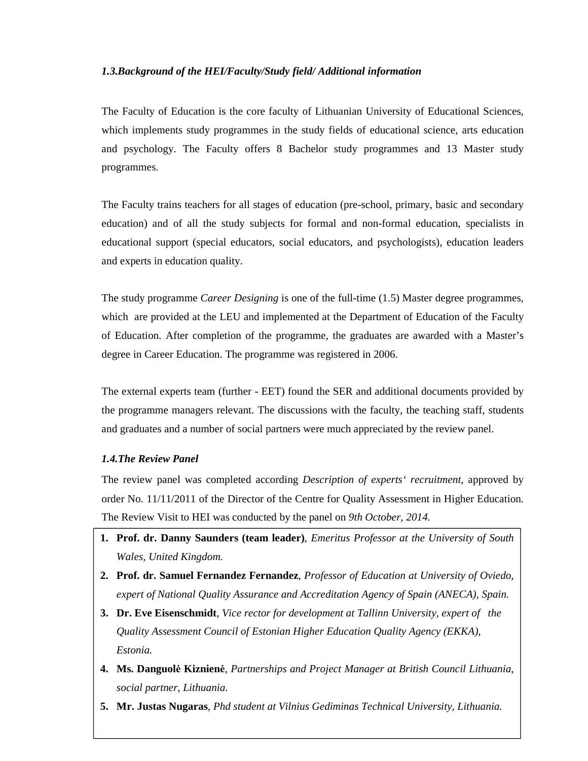### *1.3.Background of the HEI/Faculty/Study field/ Additional information*

The Faculty of Education is the core faculty of Lithuanian University of Educational Sciences, which implements study programmes in the study fields of educational science, arts education and psychology. The Faculty offers 8 Bachelor study programmes and 13 Master study programmes.

The Faculty trains teachers for all stages of education (pre-school, primary, basic and secondary education) and of all the study subjects for formal and non-formal education, specialists in educational support (special educators, social educators, and psychologists), education leaders and experts in education quality.

The study programme *Career Designing* is one of the full-time (1.5) Master degree programmes, which are provided at the LEU and implemented at the Department of Education of the Faculty of Education. After completion of the programme, the graduates are awarded with a Master's degree in Career Education. The programme was registered in 2006.

The external experts team (further - EET) found the SER and additional documents provided by the programme managers relevant. The discussions with the faculty, the teaching staff, students and graduates and a number of social partners were much appreciated by the review panel.

### *1.4.The Review Panel*

The review panel was completed according *Description of experts' recruitment*, approved by order No. 11/11/2011 of the Director of the Centre for Quality Assessment in Higher Education. The Review Visit to HEI was conducted by the panel on *9th October, 2014.*

1. **Prof. dr. Danny Saunders (team leader)**, *Emeritus Professor at the University of South Wales, United Kingdom.*
2. **Prof. dr. Samuel Fernandez Fernandez**, *Professor of Education at University of Oviedo, expert of National Quality Assurance and Accreditation Agency of Spain (ANECA), Spain.*
3. **Dr. Eve Eisenschmidt**, *Vice rector for development at Tallinn University, expert of the Quality Assessment Council of Estonian Higher Education Quality Agency (EKKA), Estonia.*
4. **Ms. Danguolė Kiznienė**, *Partnerships and Project Manager at British Council Lithuania, social partner, Lithuania.*
5. **Mr. Justas Nugaras**, *Phd student at Vilnius Gediminas Technical University, Lithuania.*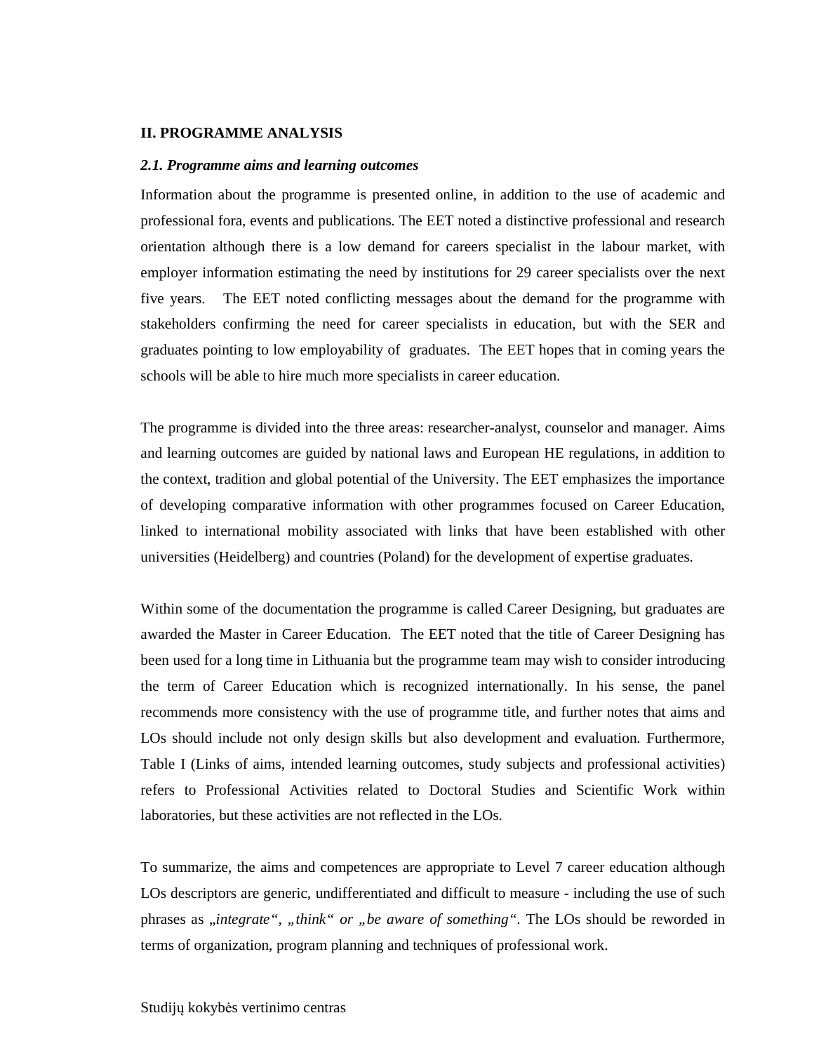## II. PROGRAMME ANALYSIS

### *2.1. Programme aims and learning outcomes*

Information about the programme is presented online, in addition to the use of academic and professional fora, events and publications. The EET noted a distinctive professional and research orientation although there is a low demand for careers specialist in the labour market, with employer information estimating the need by institutions for 29 career specialists over the next five years. The EET noted conflicting messages about the demand for the programme with stakeholders confirming the need for career specialists in education, but with the SER and graduates pointing to low employability of graduates. The EET hopes that in coming years the schools will be able to hire much more specialists in career education.

The programme is divided into the three areas: researcher-analyst, counselor and manager. Aims and learning outcomes are guided by national laws and European HE regulations, in addition to the context, tradition and global potential of the University. The EET emphasizes the importance of developing comparative information with other programmes focused on Career Education, linked to international mobility associated with links that have been established with other universities (Heidelberg) and countries (Poland) for the development of expertise graduates.

Within some of the documentation the programme is called Career Designing, but graduates are awarded the Master in Career Education. The EET noted that the title of Career Designing has been used for a long time in Lithuania but the programme team may wish to consider introducing the term of Career Education which is recognized internationally. In his sense, the panel recommends more consistency with the use of programme title, and further notes that aims and LOs should include not only design skills but also development and evaluation. Furthermore, Table I (Links of aims, intended learning outcomes, study subjects and professional activities) refers to Professional Activities related to Doctoral Studies and Scientific Work within laboratories, but these activities are not reflected in the LOs.

To summarize, the aims and competences are appropriate to Level 7 career education although LOs descriptors are generic, undifferentiated and difficult to measure - including the use of such phrases as *„integrate“, „think“ or „be aware of something“*. The LOs should be reworded in terms of organization, program planning and techniques of professional work.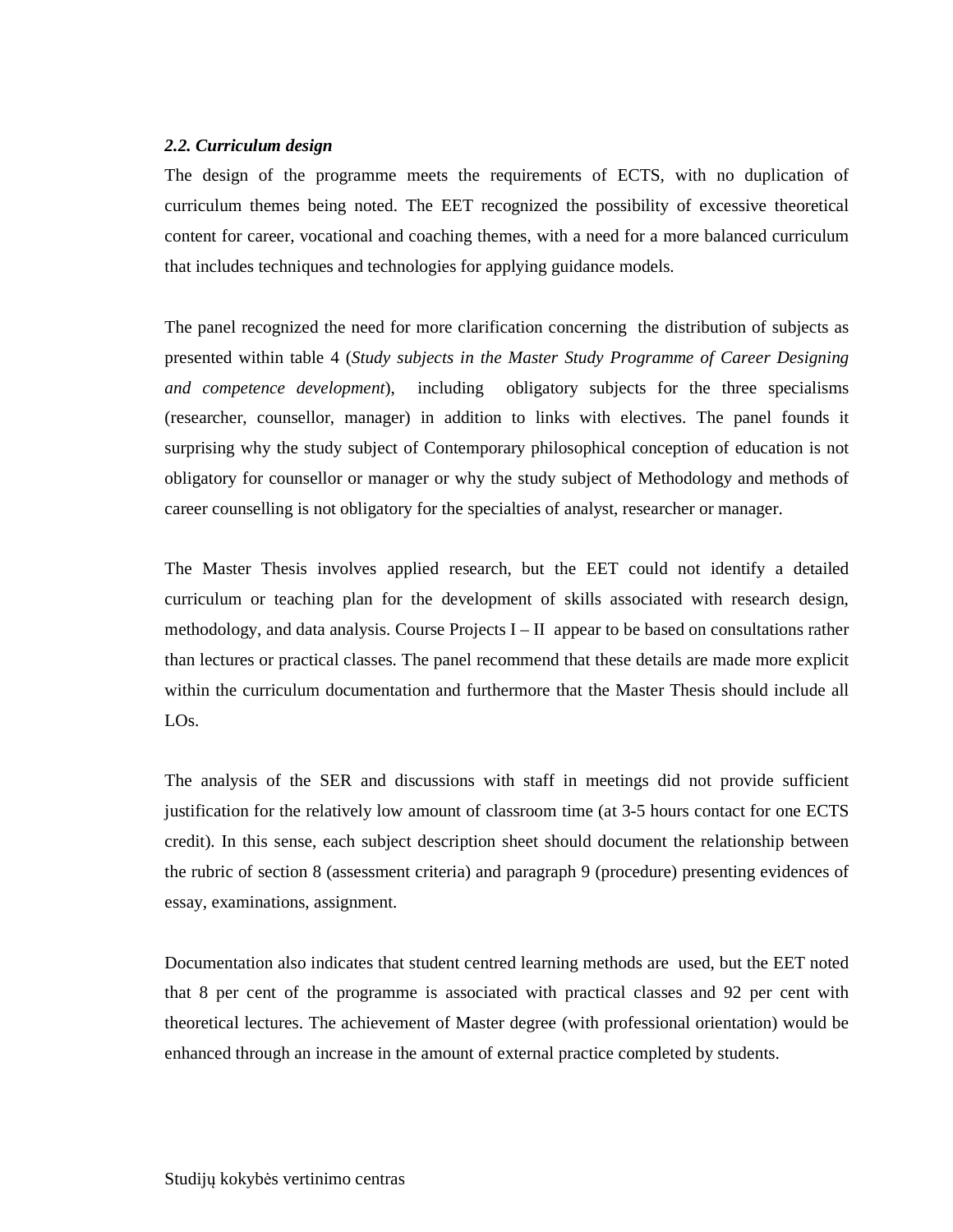### *2.2. Curriculum design*

The design of the programme meets the requirements of ECTS, with no duplication of curriculum themes being noted. The EET recognized the possibility of excessive theoretical content for career, vocational and coaching themes, with a need for a more balanced curriculum that includes techniques and technologies for applying guidance models.

The panel recognized the need for more clarification concerning the distribution of subjects as presented within table 4 (*Study subjects in the Master Study Programme of Career Designing and competence development*), including obligatory subjects for the three specialisms (researcher, counsellor, manager) in addition to links with electives. The panel founds it surprising why the study subject of Contemporary philosophical conception of education is not obligatory for counsellor or manager or why the study subject of Methodology and methods of career counselling is not obligatory for the specialties of analyst, researcher or manager.

The Master Thesis involves applied research, but the EET could not identify a detailed curriculum or teaching plan for the development of skills associated with research design, methodology, and data analysis. Course Projects I – II appear to be based on consultations rather than lectures or practical classes. The panel recommend that these details are made more explicit within the curriculum documentation and furthermore that the Master Thesis should include all LOs.

The analysis of the SER and discussions with staff in meetings did not provide sufficient justification for the relatively low amount of classroom time (at 3-5 hours contact for one ECTS credit). In this sense, each subject description sheet should document the relationship between the rubric of section 8 (assessment criteria) and paragraph 9 (procedure) presenting evidences of essay, examinations, assignment.

Documentation also indicates that student centred learning methods are used, but the EET noted that 8 per cent of the programme is associated with practical classes and 92 per cent with theoretical lectures. The achievement of Master degree (with professional orientation) would be enhanced through an increase in the amount of external practice completed by students.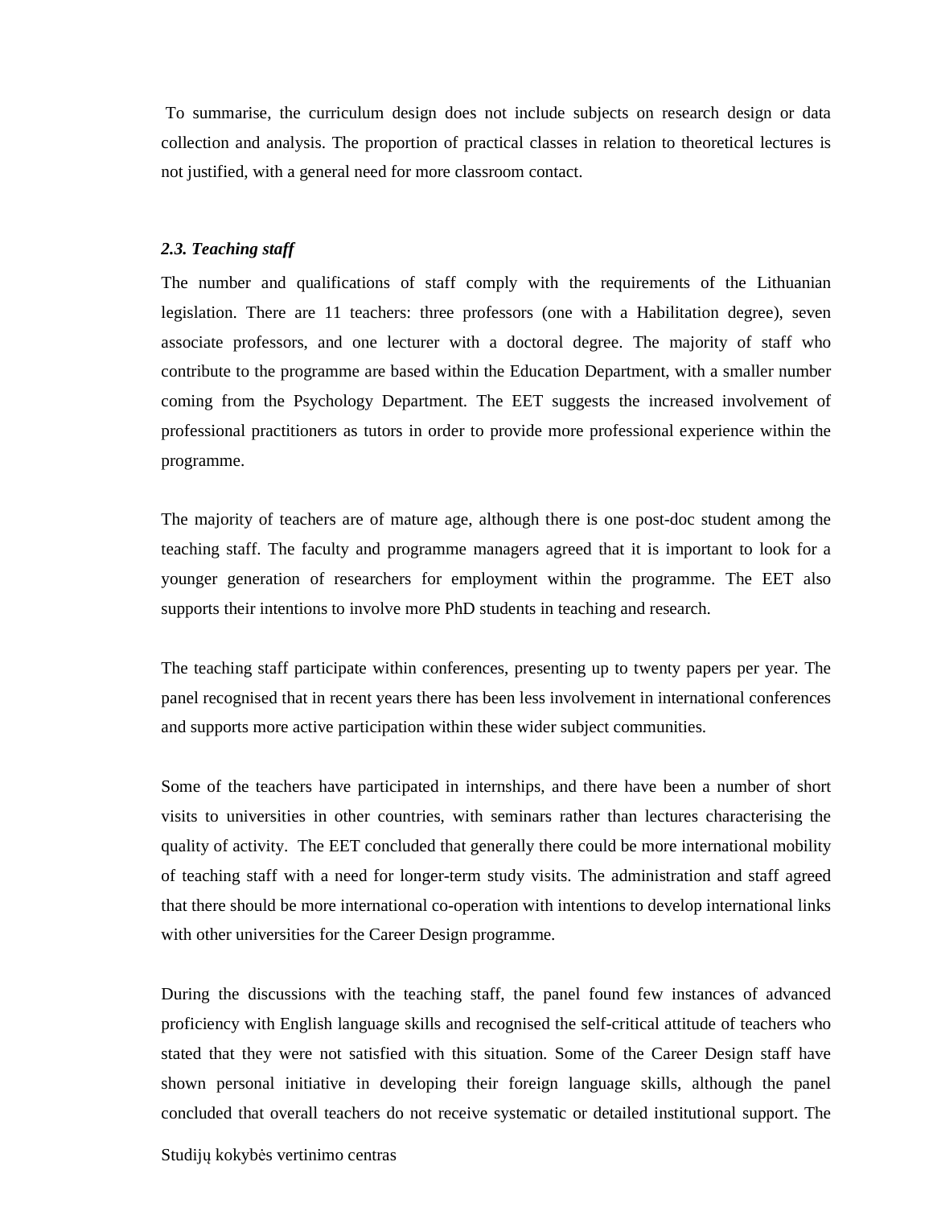To summarise, the curriculum design does not include subjects on research design or data collection and analysis. The proportion of practical classes in relation to theoretical lectures is not justified, with a general need for more classroom contact.

### *2.3. Teaching staff*

The number and qualifications of staff comply with the requirements of the Lithuanian legislation. There are 11 teachers: three professors (one with a Habilitation degree), seven associate professors, and one lecturer with a doctoral degree. The majority of staff who contribute to the programme are based within the Education Department, with a smaller number coming from the Psychology Department. The EET suggests the increased involvement of professional practitioners as tutors in order to provide more professional experience within the programme.

The majority of teachers are of mature age, although there is one post-doc student among the teaching staff. The faculty and programme managers agreed that it is important to look for a younger generation of researchers for employment within the programme. The EET also supports their intentions to involve more PhD students in teaching and research.

The teaching staff participate within conferences, presenting up to twenty papers per year. The panel recognised that in recent years there has been less involvement in international conferences and supports more active participation within these wider subject communities.

Some of the teachers have participated in internships, and there have been a number of short visits to universities in other countries, with seminars rather than lectures characterising the quality of activity. The EET concluded that generally there could be more international mobility of teaching staff with a need for longer-term study visits. The administration and staff agreed that there should be more international co-operation with intentions to develop international links with other universities for the Career Design programme.

During the discussions with the teaching staff, the panel found few instances of advanced proficiency with English language skills and recognised the self-critical attitude of teachers who stated that they were not satisfied with this situation. Some of the Career Design staff have shown personal initiative in developing their foreign language skills, although the panel concluded that overall teachers do not receive systematic or detailed institutional support. The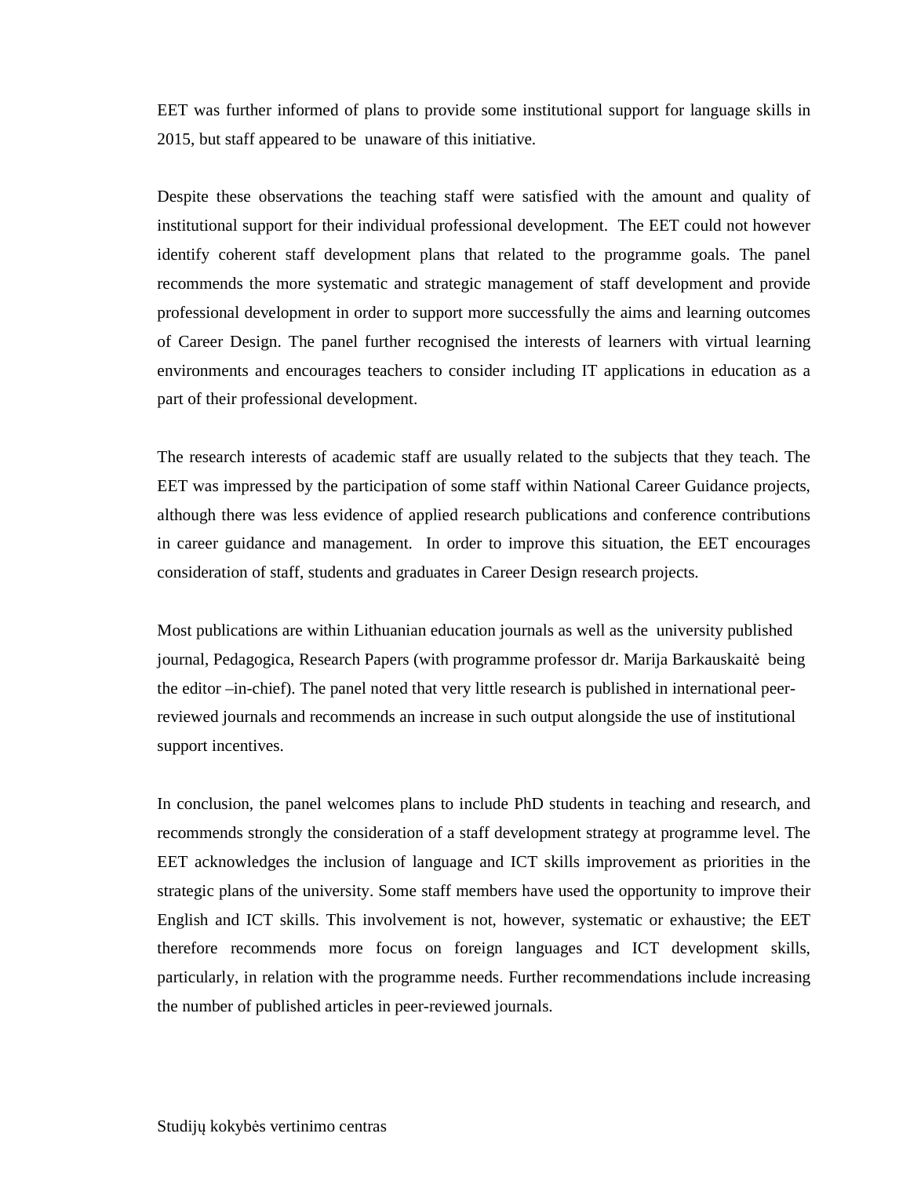EET was further informed of plans to provide some institutional support for language skills in 2015, but staff appeared to be unaware of this initiative.

Despite these observations the teaching staff were satisfied with the amount and quality of institutional support for their individual professional development. The EET could not however identify coherent staff development plans that related to the programme goals. The panel recommends the more systematic and strategic management of staff development and provide professional development in order to support more successfully the aims and learning outcomes of Career Design. The panel further recognised the interests of learners with virtual learning environments and encourages teachers to consider including IT applications in education as a part of their professional development.

The research interests of academic staff are usually related to the subjects that they teach. The EET was impressed by the participation of some staff within National Career Guidance projects, although there was less evidence of applied research publications and conference contributions in career guidance and management. In order to improve this situation, the EET encourages consideration of staff, students and graduates in Career Design research projects.

Most publications are within Lithuanian education journals as well as the university published journal, Pedagogica, Research Papers (with programme professor dr. Marija Barkauskaitė being the editor –in-chief). The panel noted that very little research is published in international peer-reviewed journals and recommends an increase in such output alongside the use of institutional support incentives.

In conclusion, the panel welcomes plans to include PhD students in teaching and research, and recommends strongly the consideration of a staff development strategy at programme level. The EET acknowledges the inclusion of language and ICT skills improvement as priorities in the strategic plans of the university. Some staff members have used the opportunity to improve their English and ICT skills. This involvement is not, however, systematic or exhaustive; the EET therefore recommends more focus on foreign languages and ICT development skills, particularly, in relation with the programme needs. Further recommendations include increasing the number of published articles in peer-reviewed journals.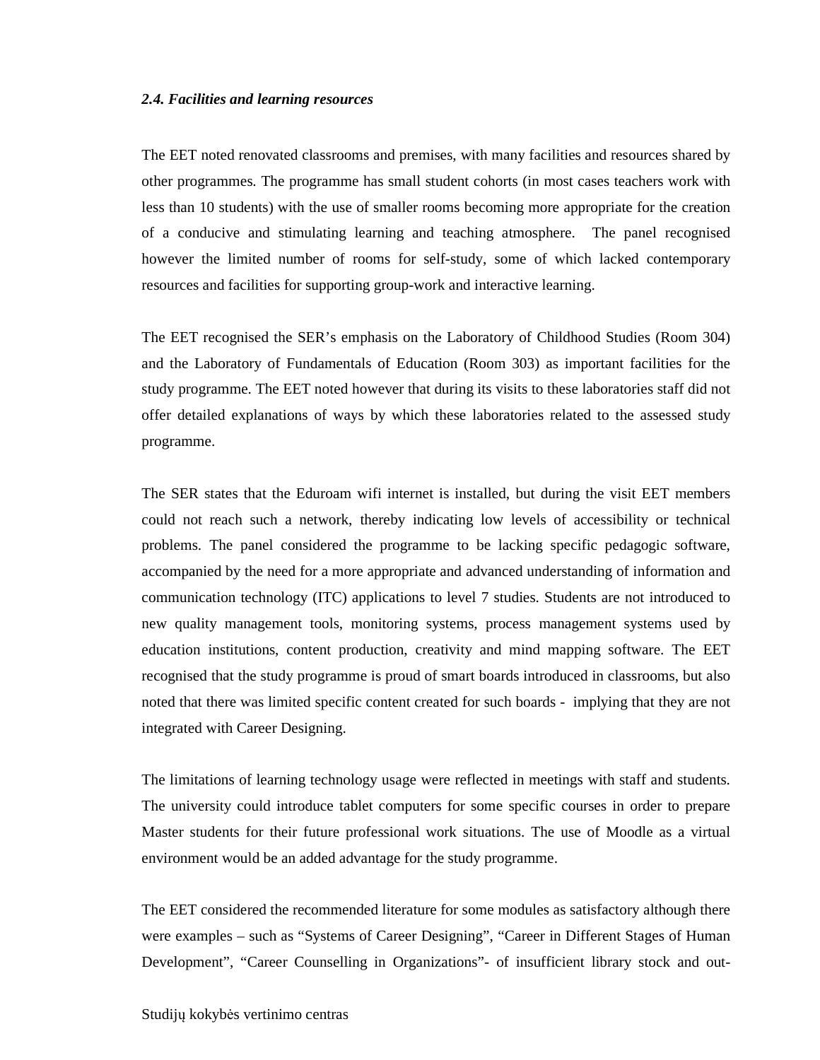*2.4. Facilities and learning resources*

The EET noted renovated classrooms and premises, with many facilities and resources shared by other programmes. The programme has small student cohorts (in most cases teachers work with less than 10 students) with the use of smaller rooms becoming more appropriate for the creation of a conducive and stimulating learning and teaching atmosphere. The panel recognised however the limited number of rooms for self-study, some of which lacked contemporary resources and facilities for supporting group-work and interactive learning.

The EET recognised the SER's emphasis on the Laboratory of Childhood Studies (Room 304) and the Laboratory of Fundamentals of Education (Room 303) as important facilities for the study programme. The EET noted however that during its visits to these laboratories staff did not offer detailed explanations of ways by which these laboratories related to the assessed study programme.

The SER states that the Eduroam wifi internet is installed, but during the visit EET members could not reach such a network, thereby indicating low levels of accessibility or technical problems. The panel considered the programme to be lacking specific pedagogic software, accompanied by the need for a more appropriate and advanced understanding of information and communication technology (ITC) applications to level 7 studies. Students are not introduced to new quality management tools, monitoring systems, process management systems used by education institutions, content production, creativity and mind mapping software. The EET recognised that the study programme is proud of smart boards introduced in classrooms, but also noted that there was limited specific content created for such boards - implying that they are not integrated with Career Designing.

The limitations of learning technology usage were reflected in meetings with staff and students. The university could introduce tablet computers for some specific courses in order to prepare Master students for their future professional work situations. The use of Moodle as a virtual environment would be an added advantage for the study programme.

The EET considered the recommended literature for some modules as satisfactory although there were examples – such as "Systems of Career Designing", "Career in Different Stages of Human Development", "Career Counselling in Organizations"- of insufficient library stock and out-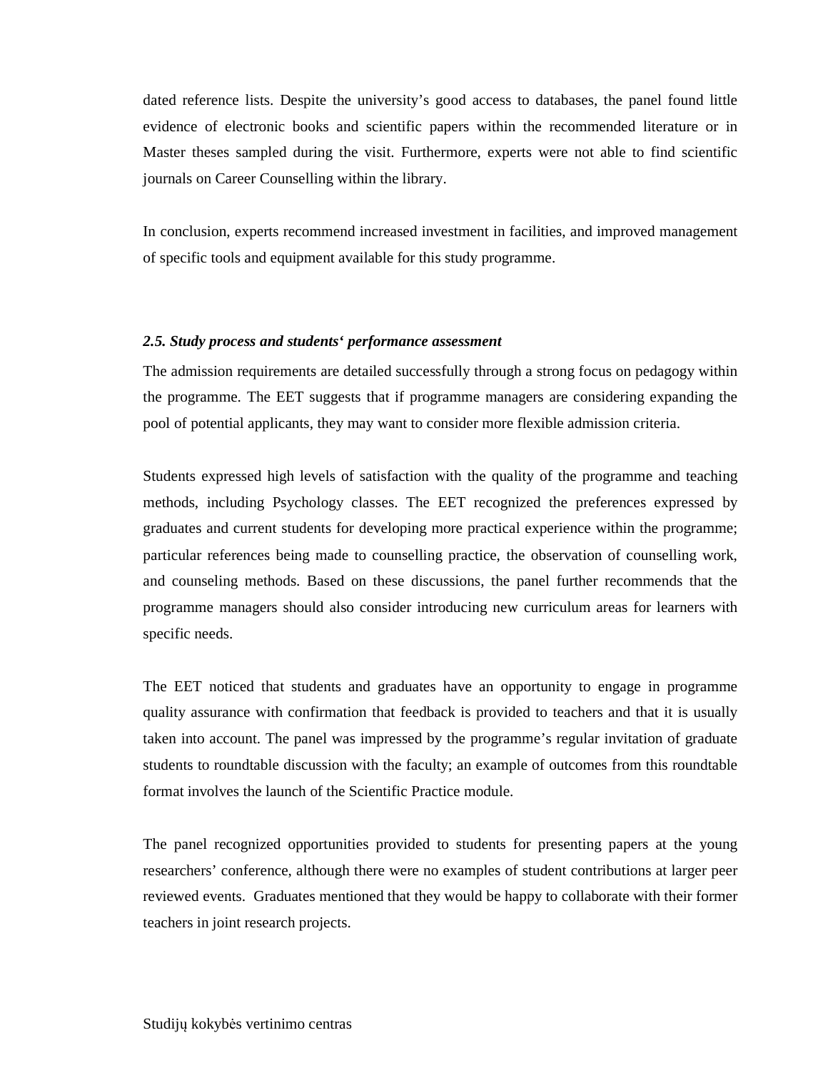dated reference lists. Despite the university's good access to databases, the panel found little evidence of electronic books and scientific papers within the recommended literature or in Master theses sampled during the visit. Furthermore, experts were not able to find scientific journals on Career Counselling within the library.

In conclusion, experts recommend increased investment in facilities, and improved management of specific tools and equipment available for this study programme.

### *2.5. Study process and students' performance assessment*

The admission requirements are detailed successfully through a strong focus on pedagogy within the programme. The EET suggests that if programme managers are considering expanding the pool of potential applicants, they may want to consider more flexible admission criteria.

Students expressed high levels of satisfaction with the quality of the programme and teaching methods, including Psychology classes. The EET recognized the preferences expressed by graduates and current students for developing more practical experience within the programme; particular references being made to counselling practice, the observation of counselling work, and counseling methods. Based on these discussions, the panel further recommends that the programme managers should also consider introducing new curriculum areas for learners with specific needs.

The EET noticed that students and graduates have an opportunity to engage in programme quality assurance with confirmation that feedback is provided to teachers and that it is usually taken into account. The panel was impressed by the programme's regular invitation of graduate students to roundtable discussion with the faculty; an example of outcomes from this roundtable format involves the launch of the Scientific Practice module.

The panel recognized opportunities provided to students for presenting papers at the young researchers' conference, although there were no examples of student contributions at larger peer reviewed events. Graduates mentioned that they would be happy to collaborate with their former teachers in joint research projects.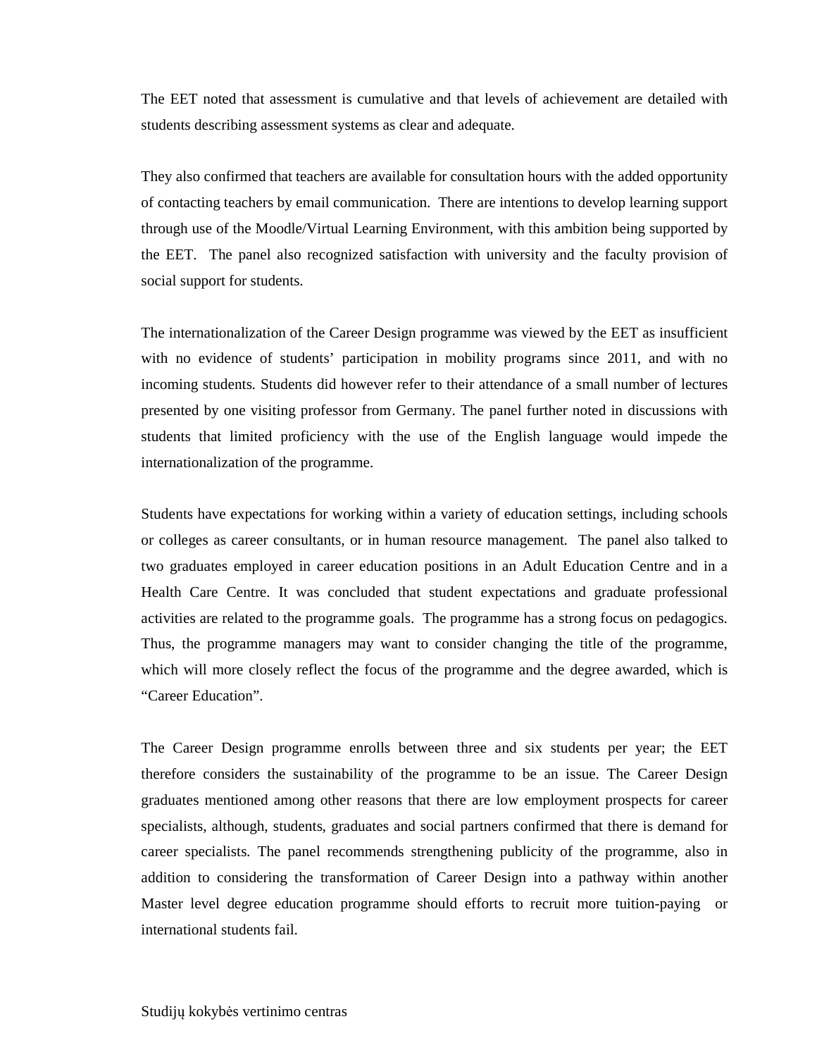The EET noted that assessment is cumulative and that levels of achievement are detailed with students describing assessment systems as clear and adequate.

They also confirmed that teachers are available for consultation hours with the added opportunity of contacting teachers by email communication. There are intentions to develop learning support through use of the Moodle/Virtual Learning Environment, with this ambition being supported by the EET. The panel also recognized satisfaction with university and the faculty provision of social support for students.

The internationalization of the Career Design programme was viewed by the EET as insufficient with no evidence of students' participation in mobility programs since 2011, and with no incoming students. Students did however refer to their attendance of a small number of lectures presented by one visiting professor from Germany. The panel further noted in discussions with students that limited proficiency with the use of the English language would impede the internationalization of the programme.

Students have expectations for working within a variety of education settings, including schools or colleges as career consultants, or in human resource management. The panel also talked to two graduates employed in career education positions in an Adult Education Centre and in a Health Care Centre. It was concluded that student expectations and graduate professional activities are related to the programme goals. The programme has a strong focus on pedagogics. Thus, the programme managers may want to consider changing the title of the programme, which will more closely reflect the focus of the programme and the degree awarded, which is "Career Education".

The Career Design programme enrolls between three and six students per year; the EET therefore considers the sustainability of the programme to be an issue. The Career Design graduates mentioned among other reasons that there are low employment prospects for career specialists, although, students, graduates and social partners confirmed that there is demand for career specialists. The panel recommends strengthening publicity of the programme, also in addition to considering the transformation of Career Design into a pathway within another Master level degree education programme should efforts to recruit more tuition-paying or international students fail.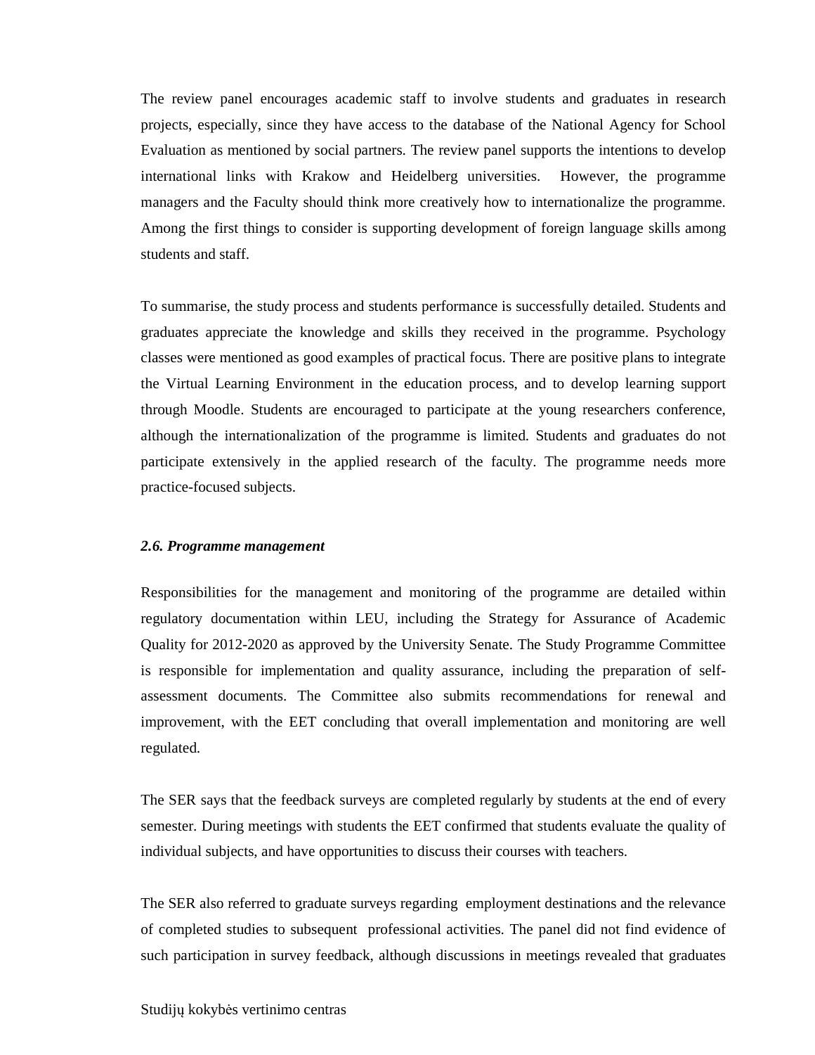The review panel encourages academic staff to involve students and graduates in research projects, especially, since they have access to the database of the National Agency for School Evaluation as mentioned by social partners. The review panel supports the intentions to develop international links with Krakow and Heidelberg universities. However, the programme managers and the Faculty should think more creatively how to internationalize the programme. Among the first things to consider is supporting development of foreign language skills among students and staff.

To summarise, the study process and students performance is successfully detailed. Students and graduates appreciate the knowledge and skills they received in the programme. Psychology classes were mentioned as good examples of practical focus. There are positive plans to integrate the Virtual Learning Environment in the education process, and to develop learning support through Moodle. Students are encouraged to participate at the young researchers conference, although the internationalization of the programme is limited. Students and graduates do not participate extensively in the applied research of the faculty. The programme needs more practice-focused subjects.

### *2.6. Programme management*

Responsibilities for the management and monitoring of the programme are detailed within regulatory documentation within LEU, including the Strategy for Assurance of Academic Quality for 2012-2020 as approved by the University Senate. The Study Programme Committee is responsible for implementation and quality assurance, including the preparation of self-assessment documents. The Committee also submits recommendations for renewal and improvement, with the EET concluding that overall implementation and monitoring are well regulated.

The SER says that the feedback surveys are completed regularly by students at the end of every semester. During meetings with students the EET confirmed that students evaluate the quality of individual subjects, and have opportunities to discuss their courses with teachers.

The SER also referred to graduate surveys regarding employment destinations and the relevance of completed studies to subsequent professional activities. The panel did not find evidence of such participation in survey feedback, although discussions in meetings revealed that graduates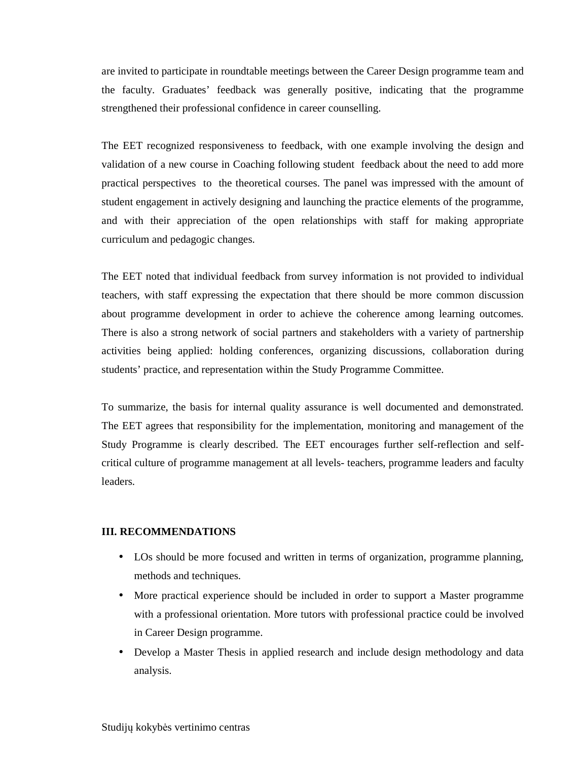are invited to participate in roundtable meetings between the Career Design programme team and the faculty. Graduates' feedback was generally positive, indicating that the programme strengthened their professional confidence in career counselling.

The EET recognized responsiveness to feedback, with one example involving the design and validation of a new course in Coaching following student feedback about the need to add more practical perspectives to the theoretical courses. The panel was impressed with the amount of student engagement in actively designing and launching the practice elements of the programme, and with their appreciation of the open relationships with staff for making appropriate curriculum and pedagogic changes.

The EET noted that individual feedback from survey information is not provided to individual teachers, with staff expressing the expectation that there should be more common discussion about programme development in order to achieve the coherence among learning outcomes. There is also a strong network of social partners and stakeholders with a variety of partnership activities being applied: holding conferences, organizing discussions, collaboration during students' practice, and representation within the Study Programme Committee.

To summarize, the basis for internal quality assurance is well documented and demonstrated. The EET agrees that responsibility for the implementation, monitoring and management of the Study Programme is clearly described. The EET encourages further self-reflection and self-critical culture of programme management at all levels- teachers, programme leaders and faculty leaders.

## III. RECOMMENDATIONS

- LOs should be more focused and written in terms of organization, programme planning, methods and techniques.
- More practical experience should be included in order to support a Master programme with a professional orientation. More tutors with professional practice could be involved in Career Design programme.
- Develop a Master Thesis in applied research and include design methodology and data analysis.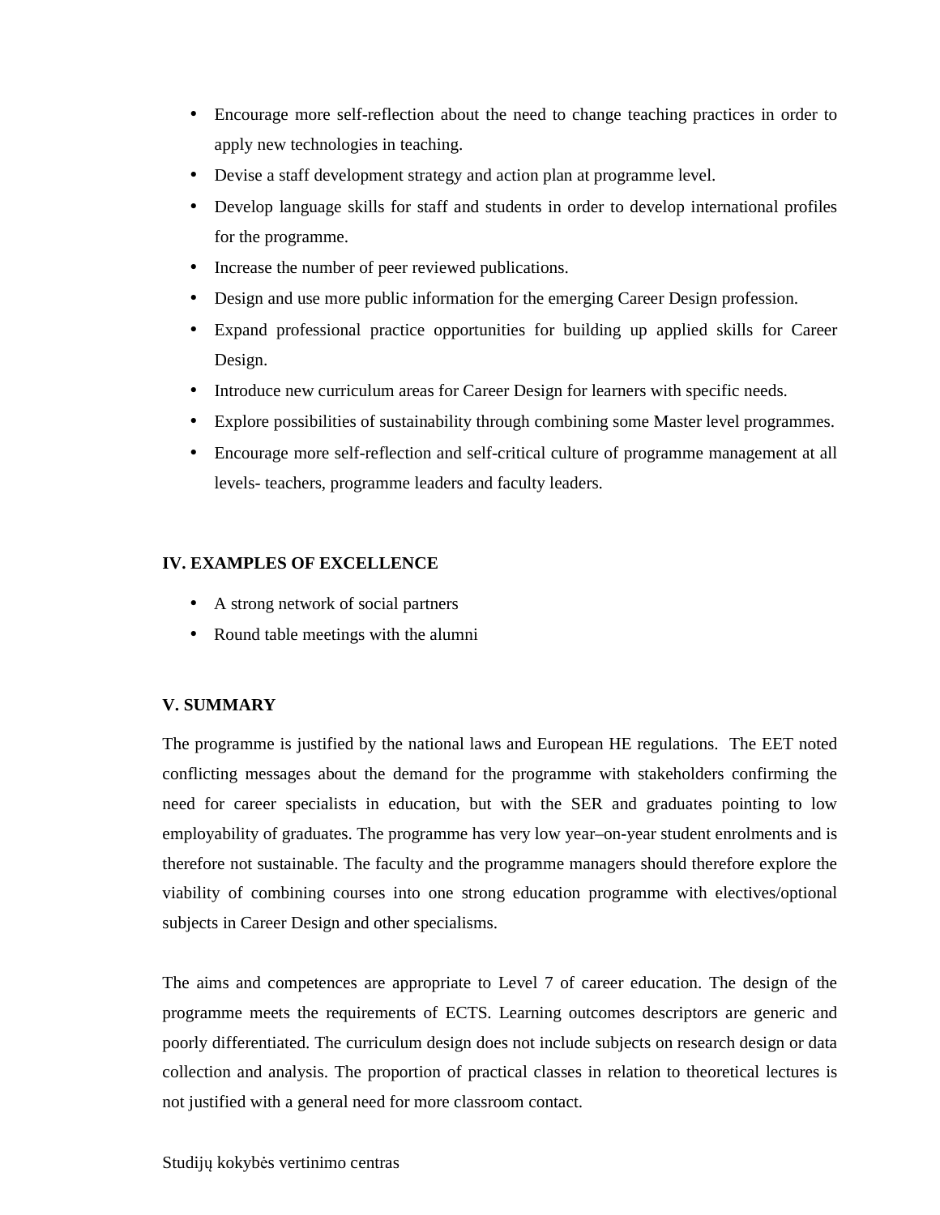- Encourage more self-reflection about the need to change teaching practices in order to apply new technologies in teaching.
- Devise a staff development strategy and action plan at programme level.
- Develop language skills for staff and students in order to develop international profiles for the programme.
- Increase the number of peer reviewed publications.
- Design and use more public information for the emerging Career Design profession.
- Expand professional practice opportunities for building up applied skills for Career Design.
- Introduce new curriculum areas for Career Design for learners with specific needs.
- Explore possibilities of sustainability through combining some Master level programmes.
- Encourage more self-reflection and self-critical culture of programme management at all levels- teachers, programme leaders and faculty leaders.

## IV. EXAMPLES OF EXCELLENCE

- A strong network of social partners
- Round table meetings with the alumni

## V. SUMMARY

The programme is justified by the national laws and European HE regulations. The EET noted conflicting messages about the demand for the programme with stakeholders confirming the need for career specialists in education, but with the SER and graduates pointing to low employability of graduates. The programme has very low year–on-year student enrolments and is therefore not sustainable. The faculty and the programme managers should therefore explore the viability of combining courses into one strong education programme with electives/optional subjects in Career Design and other specialisms.

The aims and competences are appropriate to Level 7 of career education. The design of the programme meets the requirements of ECTS. Learning outcomes descriptors are generic and poorly differentiated. The curriculum design does not include subjects on research design or data collection and analysis. The proportion of practical classes in relation to theoretical lectures is not justified with a general need for more classroom contact.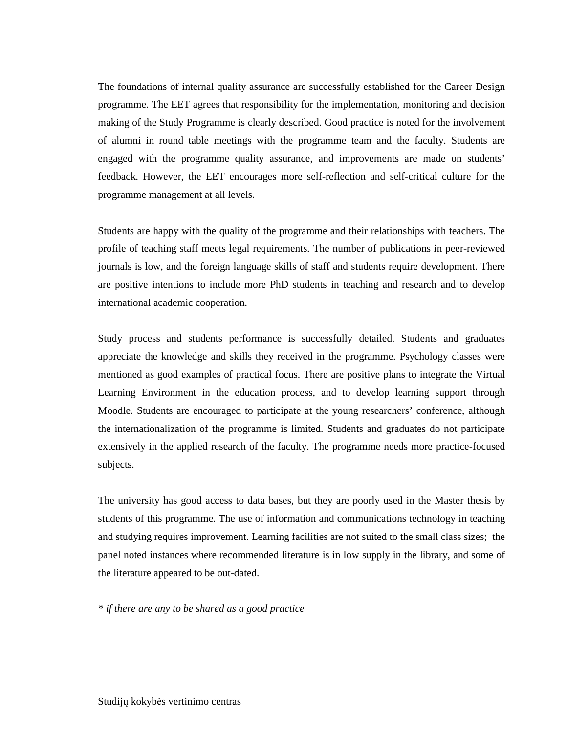The foundations of internal quality assurance are successfully established for the Career Design programme. The EET agrees that responsibility for the implementation, monitoring and decision making of the Study Programme is clearly described. Good practice is noted for the involvement of alumni in round table meetings with the programme team and the faculty. Students are engaged with the programme quality assurance, and improvements are made on students' feedback. However, the EET encourages more self-reflection and self-critical culture for the programme management at all levels.

Students are happy with the quality of the programme and their relationships with teachers. The profile of teaching staff meets legal requirements. The number of publications in peer-reviewed journals is low, and the foreign language skills of staff and students require development. There are positive intentions to include more PhD students in teaching and research and to develop international academic cooperation.

Study process and students performance is successfully detailed. Students and graduates appreciate the knowledge and skills they received in the programme. Psychology classes were mentioned as good examples of practical focus. There are positive plans to integrate the Virtual Learning Environment in the education process, and to develop learning support through Moodle. Students are encouraged to participate at the young researchers' conference, although the internationalization of the programme is limited. Students and graduates do not participate extensively in the applied research of the faculty. The programme needs more practice-focused subjects.

The university has good access to data bases, but they are poorly used in the Master thesis by students of this programme. The use of information and communications technology in teaching and studying requires improvement. Learning facilities are not suited to the small class sizes; the panel noted instances where recommended literature is in low supply in the library, and some of the literature appeared to be out-dated.

*\* if there are any to be shared as a good practice*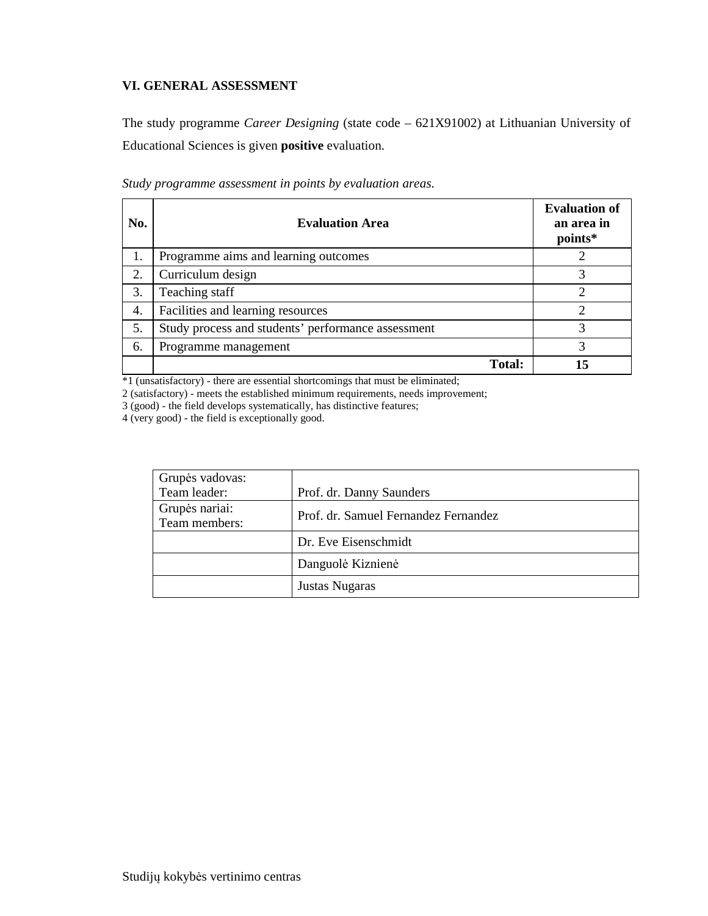## VI. GENERAL ASSESSMENT

The study programme *Career Designing* (state code – 621X91002) at Lithuanian University of Educational Sciences is given **positive** evaluation.

*Study programme assessment in points by evaluation areas.*

| No. | Evaluation Area | Evaluation of an area in points* |
|---|---|---|
| 1. | Programme aims and learning outcomes | 2 |
| 2. | Curriculum design | 3 |
| 3. | Teaching staff | 2 |
| 4. | Facilities and learning resources | 2 |
| 5. | Study process and students' performance assessment | 3 |
| 6. | Programme management | 3 |
| | **Total:** | **15** |

*1 (unsatisfactory) - there are essential shortcomings that must be eliminated;
2 (satisfactory) - meets the established minimum requirements, needs improvement;
3 (good) - the field develops systematically, has distinctive features;
4 (very good) - the field is exceptionally good.

| | |
|---|---|
| Grupės vadovas: Team leader: | Prof. dr. Danny Saunders |
| Grupės nariai: Team members: | Prof. dr. Samuel Fernandez Fernandez |
| | Dr. Eve Eisenschmidt |
| | Danguolė Kiznienė |
| | Justas Nugaras |

Studijų kokybės vertinimo centras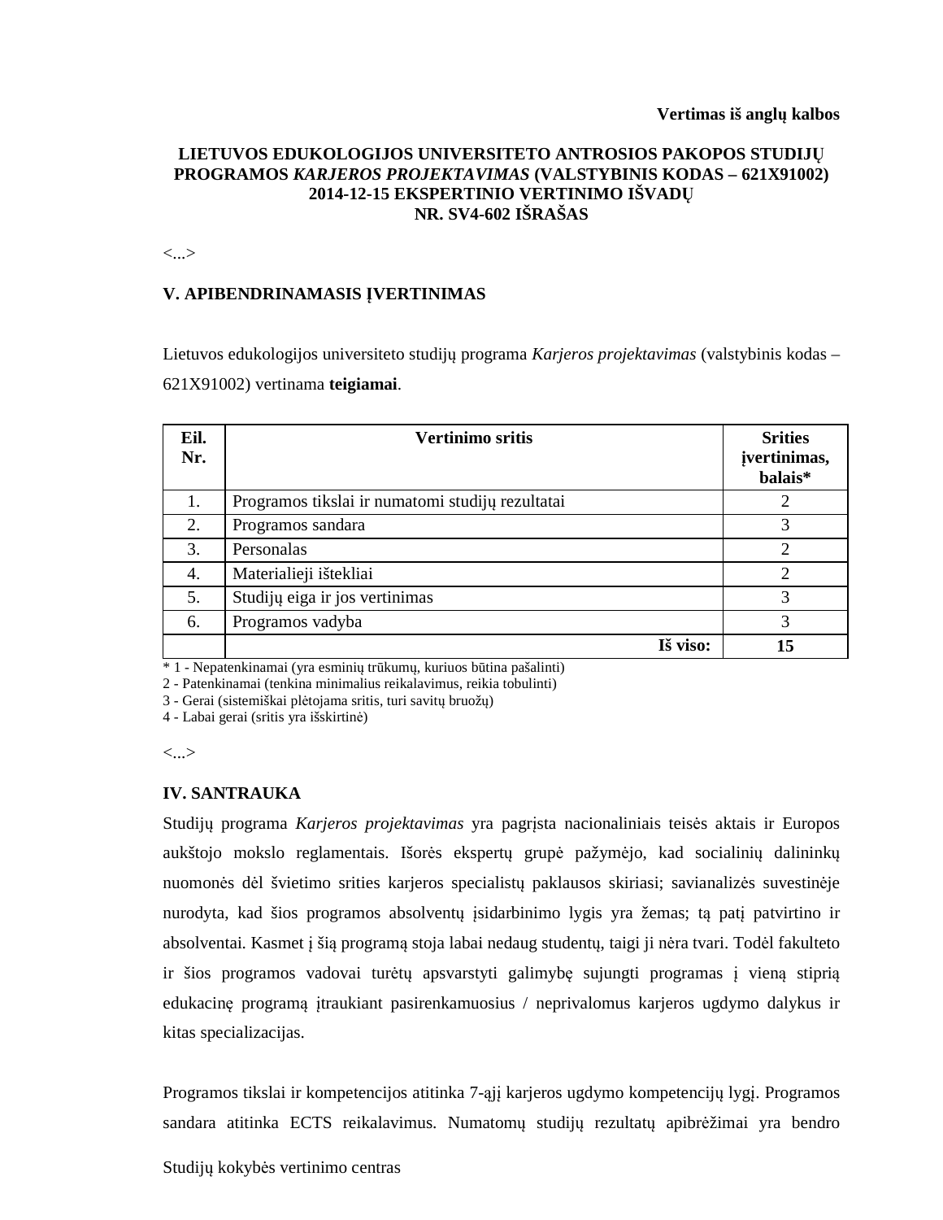**Vertimas iš anglų kalbos**

**LIETUVOS EDUKOLOGIJOS UNIVERSITETO ANTROSIOS PAKOPOS STUDIJŲ PROGRAMOS *KARJEROS PROJEKTAVIMAS* (VALSTYBINIS KODAS – 621X91002) 2014-12-15 EKSPERTINIO VERTINIMO IŠVADŲ NR. SV4-602 IŠRAŠAS**

<...>

## V. APIBENDRINAMASIS ĮVERTINIMAS

Lietuvos edukologijos universiteto studijų programa *Karjeros projektavimas* (valstybinis kodas – 621X91002) vertinama **teigiamai**.

| Eil. Nr. | Vertinimo sritis | Srities įvertinimas, balais* |
|---|---|---|
| 1. | Programos tikslai ir numatomi studijų rezultatai | 2 |
| 2. | Programos sandara | 3 |
| 3. | Personalas | 2 |
| 4. | Materialieji ištekliai | 2 |
| 5. | Studijų eiga ir jos vertinimas | 3 |
| 6. | Programos vadyba | 3 |
| | **Iš viso:** | **15** |

* 1 - Nepatenkinamai (yra esminių trūkumų, kuriuos būtina pašalinti)
2 - Patenkinamai (tenkina minimalius reikalavimus, reikia tobulinti)
3 - Gerai (sistemiškai plėtojama sritis, turi savitų bruožų)
4 - Labai gerai (sritis yra išskirtinė)

<...>

## IV. SANTRAUKA

Studijų programa *Karjeros projektavimas* yra pagrįsta nacionaliniais teisės aktais ir Europos aukštojo mokslo reglamentais. Išorės ekspertų grupė pažymėjo, kad socialinių dalininkų nuomonės dėl švietimo srities karjeros specialistų paklausos skiriasi; savianalizės suvestinėje nurodyta, kad šios programos absolventų įsidarbinimo lygis yra žemas; tą patį patvirtino ir absolventai. Kasmet į šią programą stoja labai nedaug studentų, taigi ji nėra tvari. Todėl fakulteto ir šios programos vadovai turėtų apsvarstyti galimybę sujungti programas į vieną stiprią edukacinę programą įtraukiant pasirenkamuosius / neprivalomus karjeros ugdymo dalykus ir kitas specializacijas.

Programos tikslai ir kompetencijos atitinka 7-ąjį karjeros ugdymo kompetencijų lygį. Programos sandara atitinka ECTS reikalavimus. Numatomų studijų rezultatų apibrėžimai yra bendro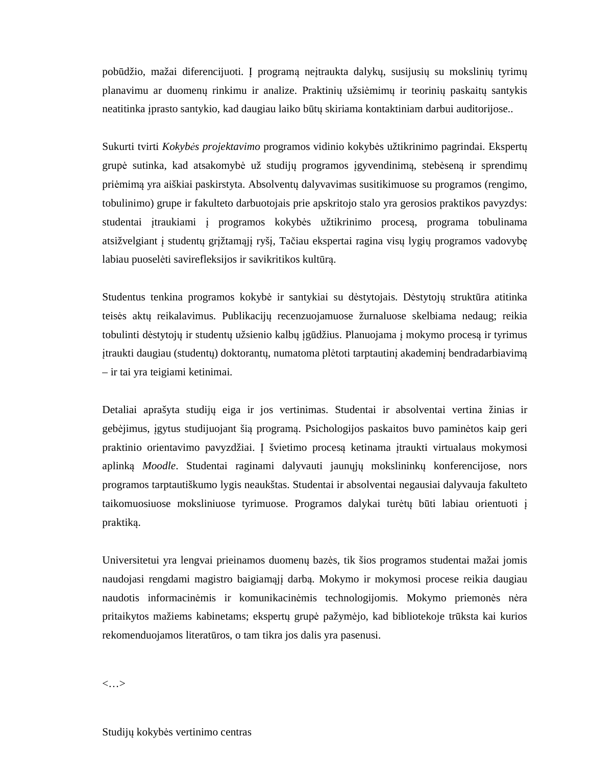pobūdžio, mažai diferencijuoti. Į programą neįtraukta dalykų, susijusių su mokslinių tyrimų planavimu ar duomenų rinkimu ir analize. Praktinių užsiėmimų ir teorinių paskaitų santykis neatitinka įprasto santykio, kad daugiau laiko būtų skiriama kontaktiniam darbui auditorijose..

Sukurti tvirti *Kokybės projektavimo* programos vidinio kokybės užtikrinimo pagrindai. Ekspertų grupė sutinka, kad atsakomybė už studijų programos įgyvendinimą, stebėseną ir sprendimų priėmimą yra aiškiai paskirstyta. Absolventų dalyvavimas susitikimuose su programos (rengimo, tobulinimo) grupe ir fakulteto darbuotojais prie apskritojo stalo yra gerosios praktikos pavyzdys: studentai įtraukiami į programos kokybės užtikrinimo procesą, programa tobulinama atsižvelgiant į studentų grįžtamąjį ryšį, Tačiau ekspertai ragina visų lygių programos vadovybę labiau puoselėti savirefleksijos ir savikritikos kultūrą.

Studentus tenkina programos kokybė ir santykiai su dėstytojais. Dėstytojų struktūra atitinka teisės aktų reikalavimus. Publikacijų recenzuojamuose žurnaluose skelbiama nedaug; reikia tobulinti dėstytojų ir studentų užsienio kalbų įgūdžius. Planuojama į mokymo procesą ir tyrimus įtraukti daugiau (studentų) doktorantų, numatoma plėtoti tarptautinį akademinį bendradarbiavimą – ir tai yra teigiami ketinimai.

Detaliai aprašyta studijų eiga ir jos vertinimas. Studentai ir absolventai vertina žinias ir gebėjimus, įgytus studijuojant šią programą. Psichologijos paskaitos buvo paminėtos kaip geri praktinio orientavimo pavyzdžiai. Į švietimo procesą ketinama įtraukti virtualaus mokymosi aplinką *Moodle*. Studentai raginami dalyvauti jaunųjų mokslininkų konferencijose, nors programos tarptautiškumo lygis neaukštas. Studentai ir absolventai negausiai dalyvauja fakulteto taikomuosiuose moksliniuose tyrimuose. Programos dalykai turėtų būti labiau orientuoti į praktiką.

Universitetui yra lengvai prieinamos duomenų bazės, tik šios programos studentai mažai jomis naudojasi rengdami magistro baigiamąjį darbą. Mokymo ir mokymosi procese reikia daugiau naudotis informacinėmis ir komunikacinėmis technologijomis. Mokymo priemonės nėra pritaikytos mažiems kabinetams; ekspertų grupė pažymėjo, kad bibliotekoje trūksta kai kurios rekomenduojamos literatūros, o tam tikra jos dalis yra pasenusi.

<…>

Studijų kokybės vertinimo centras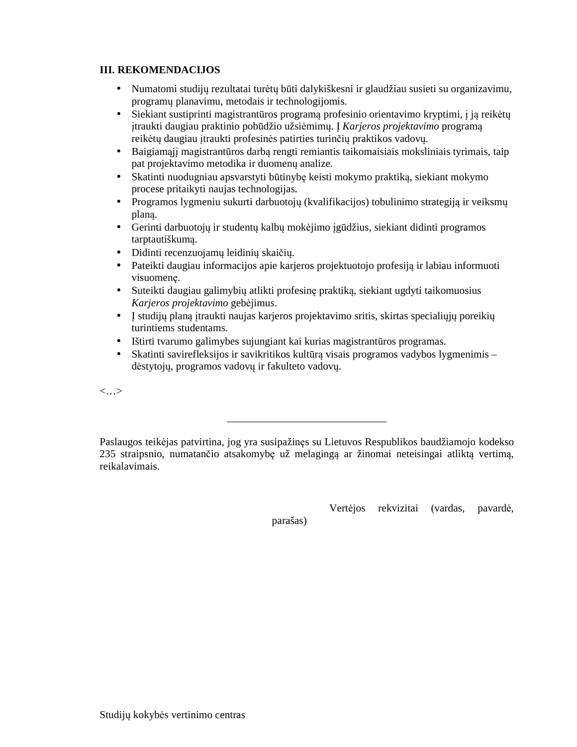### III. REKOMENDACIJOS

- Numatomi studijų rezultatai turėtų būti dalykiškesni ir glaudžiau susieti su organizavimu, programų planavimu, metodais ir technologijomis.
- Siekiant sustiprinti magistrantūros programą profesinio orientavimo kryptimi, į ją reikėtų įtraukti daugiau praktinio pobūdžio užsiėmimų. Į *Karjeros projektavimo* programą reikėtų daugiau įtraukti profesinės patirties turinčių praktikos vadovų.
- Baigiamąjį magistrantūros darbą rengti remiantis taikomaisiais moksliniais tyrimais, taip pat projektavimo metodika ir duomenų analize.
- Skatinti nuodugniau apsvarstyti būtinybę keisti mokymo praktiką, siekiant mokymo procese pritaikyti naujas technologijas.
- Programos lygmeniu sukurti darbuotojų (kvalifikacijos) tobulinimo strategiją ir veiksmų planą.
- Gerinti darbuotojų ir studentų kalbų mokėjimo įgūdžius, siekiant didinti programos tarptautiškumą.
- Didinti recenzuojamų leidinių skaičių.
- Pateikti daugiau informacijos apie karjeros projektuotojo profesiją ir labiau informuoti visuomenę.
- Suteikti daugiau galimybių atlikti profesinę praktiką, siekiant ugdyti taikomuosius *Karjeros projektavimo* gebėjimus.
- Į studijų planą įtraukti naujas karjeros projektavimo sritis, skirtas specialiųjų poreikių turintiems studentams.
- Ištirti tvarumo galimybes sujungiant kai kurias magistrantūros programas.
- Skatinti savirefleksijos ir savikritikos kultūrą visais programos vadybos lygmenimis – dėstytojų, programos vadovų ir fakulteto vadovų.

<…>

______________________________

Paslaugos teikėjas patvirtina, jog yra susipažinęs su Lietuvos Respublikos baudžiamojo kodekso 235 straipsnio, numatančio atsakomybę už melagingą ar žinomai neteisingai atliktą vertimą, reikalavimais.

Vertėjos rekvizitai (vardas, pavardė, parašas)